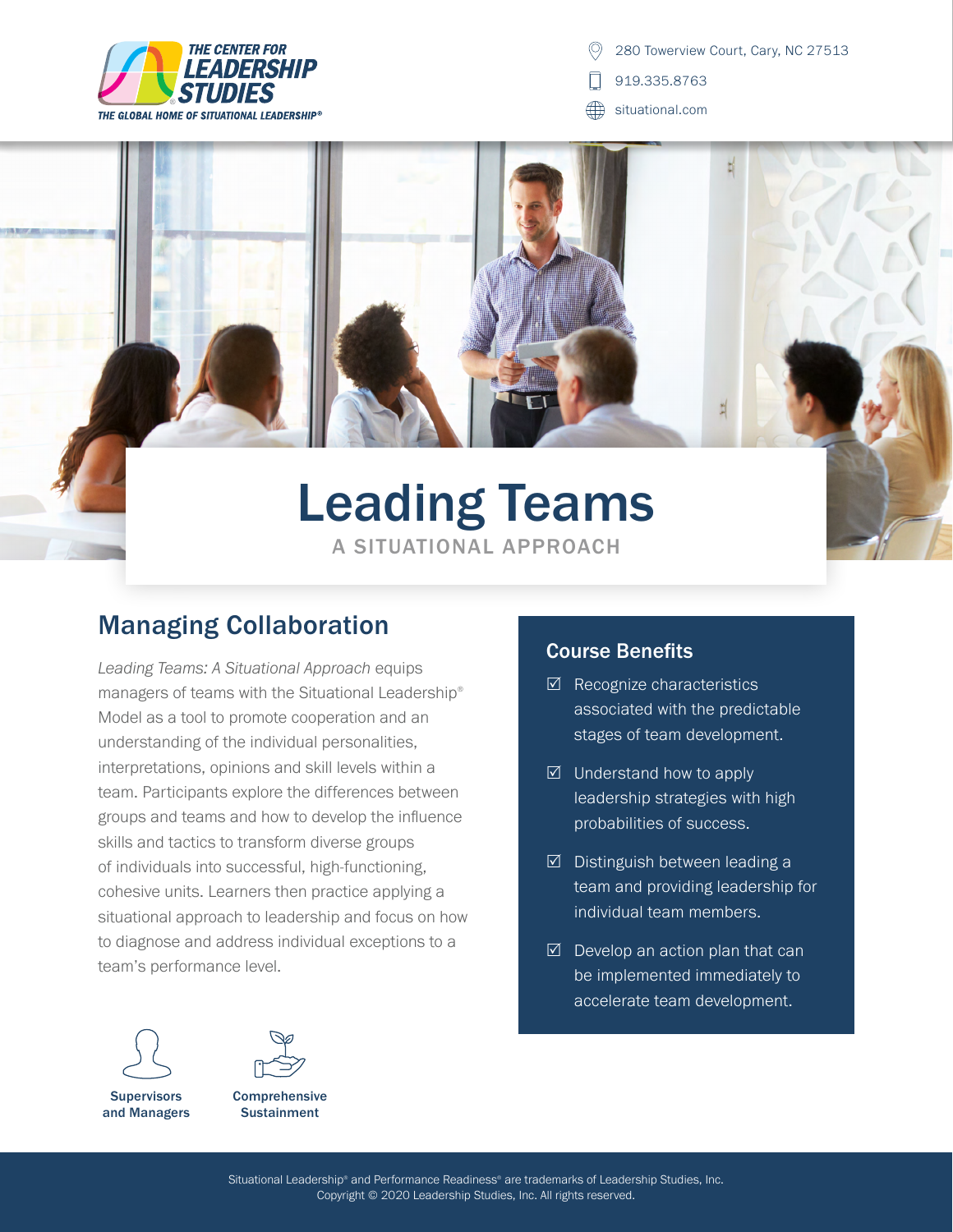THE CENTER FOR LEADERSHIP STUDIES
THE GLOBAL HOME OF SITUATIONAL LEADERSHIP®

280 Towerview Court, Cary, NC 27513
919.335.8763
situational.com

# Leading Teams

A SITUATIONAL APPROACH

## Managing Collaboration

*Leading Teams: A Situational Approach* equips managers of teams with the Situational Leadership® Model as a tool to promote cooperation and an understanding of the individual personalities, interpretations, opinions and skill levels within a team. Participants explore the differences between groups and teams and how to develop the influence skills and tactics to transform diverse groups of individuals into successful, high-functioning, cohesive units. Learners then practice applying a situational approach to leadership and focus on how to diagnose and address individual exceptions to a team's performance level.

**Supervisors and Managers**

**Comprehensive Sustainment**

### Course Benefits

- ☑ Recognize characteristics associated with the predictable stages of team development.
- ☑ Understand how to apply leadership strategies with high probabilities of success.
- ☑ Distinguish between leading a team and providing leadership for individual team members.
- ☑ Develop an action plan that can be implemented immediately to accelerate team development.

Situational Leadership® and Performance Readiness® are trademarks of Leadership Studies, Inc.
Copyright © 2020 Leadership Studies, Inc. All rights reserved.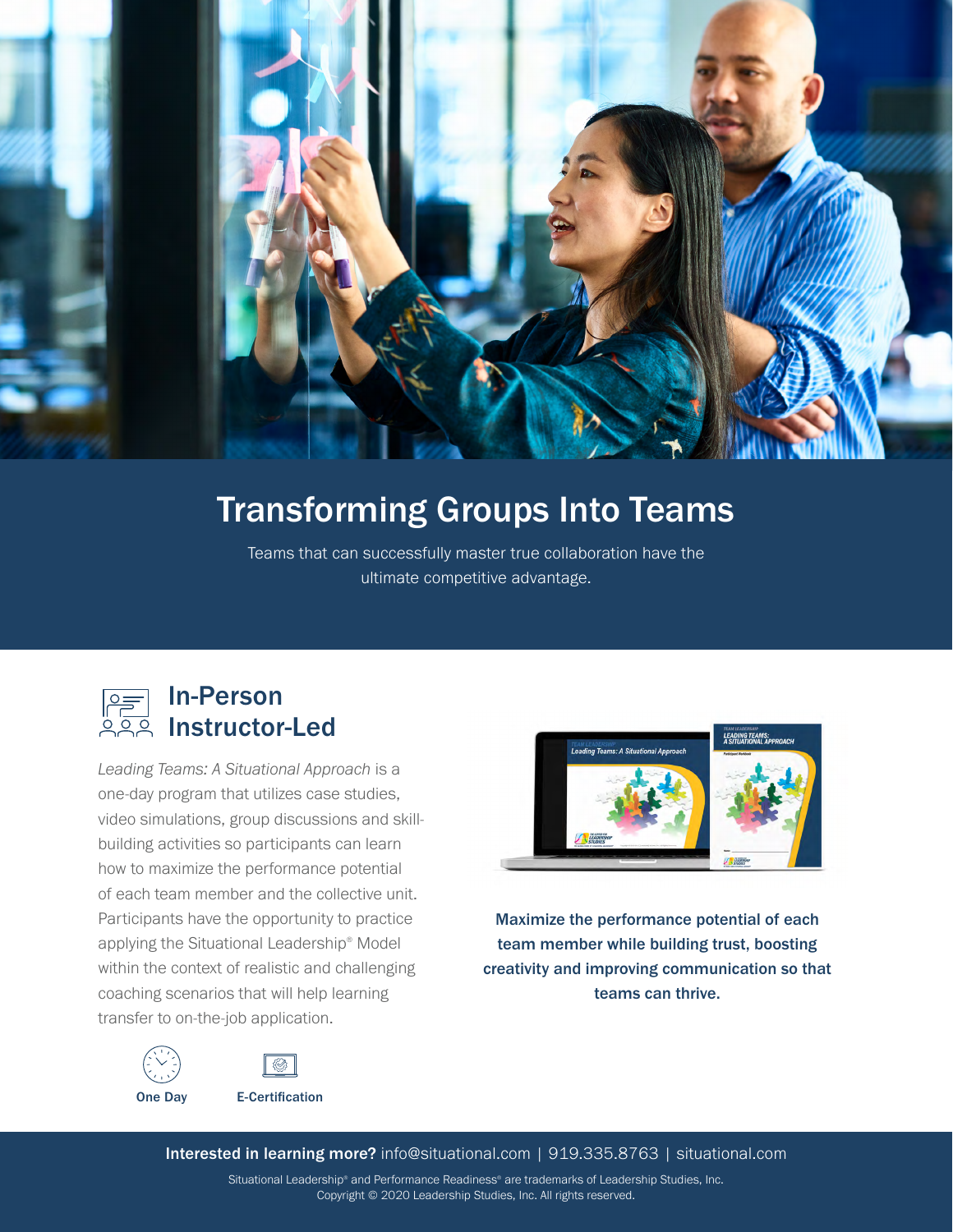# Transforming Groups Into Teams

Teams that can successfully master true collaboration have the ultimate competitive advantage.

## In-Person Instructor-Led

*Leading Teams: A Situational Approach* is a one-day program that utilizes case studies, video simulations, group discussions and skill-building activities so participants can learn how to maximize the performance potential of each team member and the collective unit. Participants have the opportunity to practice applying the Situational Leadership® Model within the context of realistic and challenging coaching scenarios that will help learning transfer to on-the-job application.

**One Day**

**E-Certification**

**Maximize the performance potential of each team member while building trust, boosting creativity and improving communication so that teams can thrive.**

**Interested in learning more?** info@situational.com | 919.335.8763 | situational.com

Situational Leadership® and Performance Readiness® are trademarks of Leadership Studies, Inc.
Copyright © 2020 Leadership Studies, Inc. All rights reserved.